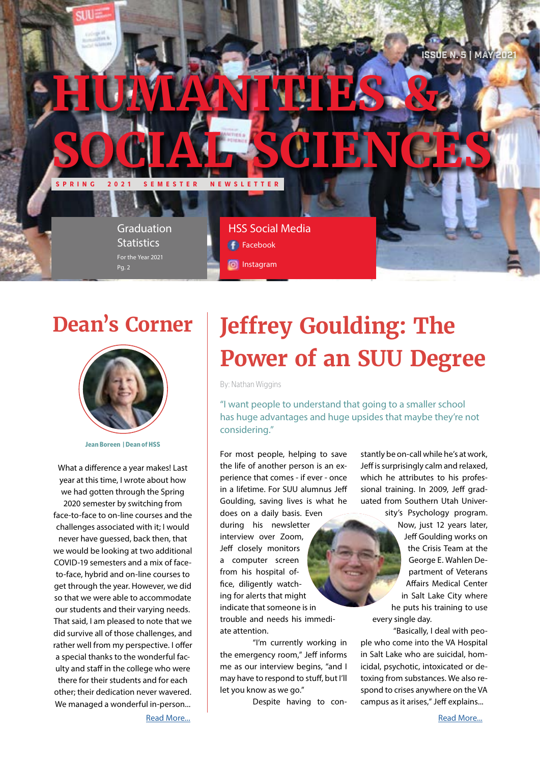ISSUE N. 5 | MAY 2021

# HUMANITIES & SOCIAL SCIENCES

SPRING 2021 SEMESTER NEWSLETTER

**Graduation Statistics**
For the Year 2021
Pg. 2

**HSS Social Media**
- Facebook
- Instagram

## Dean's Corner

**Jean Boreen | Dean of HSS**

What a difference a year makes! Last year at this time, I wrote about how we had gotten through the Spring 2020 semester by switching from face-to-face to on-line courses and the challenges associated with it; I would never have guessed, back then, that we would be looking at two additional COVID-19 semesters and a mix of face-to-face, hybrid and on-line courses to get through the year. However, we did so that we were able to accommodate our students and their varying needs. That said, I am pleased to note that we did survive all of those challenges, and rather well from my perspective. I offer a special thanks to the wonderful faculty and staff in the college who were there for their students and for each other; their dedication never wavered. We managed a wonderful in-person...

Read More...

## Jeffrey Goulding: The Power of an SUU Degree

By: Nathan Wiggins

"I want people to understand that going to a smaller school has huge advantages and huge upsides that maybe they're not considering."

For most people, helping to save the life of another person is an experience that comes - if ever - once in a lifetime. For SUU alumnus Jeff Goulding, saving lives is what he does on a daily basis. Even during his newsletter interview over Zoom, Jeff closely monitors a computer screen from his hospital office, diligently watching for alerts that might indicate that someone is in trouble and needs his immediate attention.

"I'm currently working in the emergency room," Jeff informs me as our interview begins, "and I may have to respond to stuff, but I'll let you know as we go."

Despite having to constantly be on-call while he's at work, Jeff is surprisingly calm and relaxed, which he attributes to his professional training. In 2009, Jeff graduated from Southern Utah University's Psychology program. Now, just 12 years later, Jeff Goulding works on the Crisis Team at the George E. Wahlen Department of Veterans Affairs Medical Center in Salt Lake City where he puts his training to use every single day.

"Basically, I deal with people who come into the VA Hospital in Salt Lake who are suicidal, homicidal, psychotic, intoxicated or detoxing from substances. We also respond to crises anywhere on the VA campus as it arises," Jeff explains...

Read More...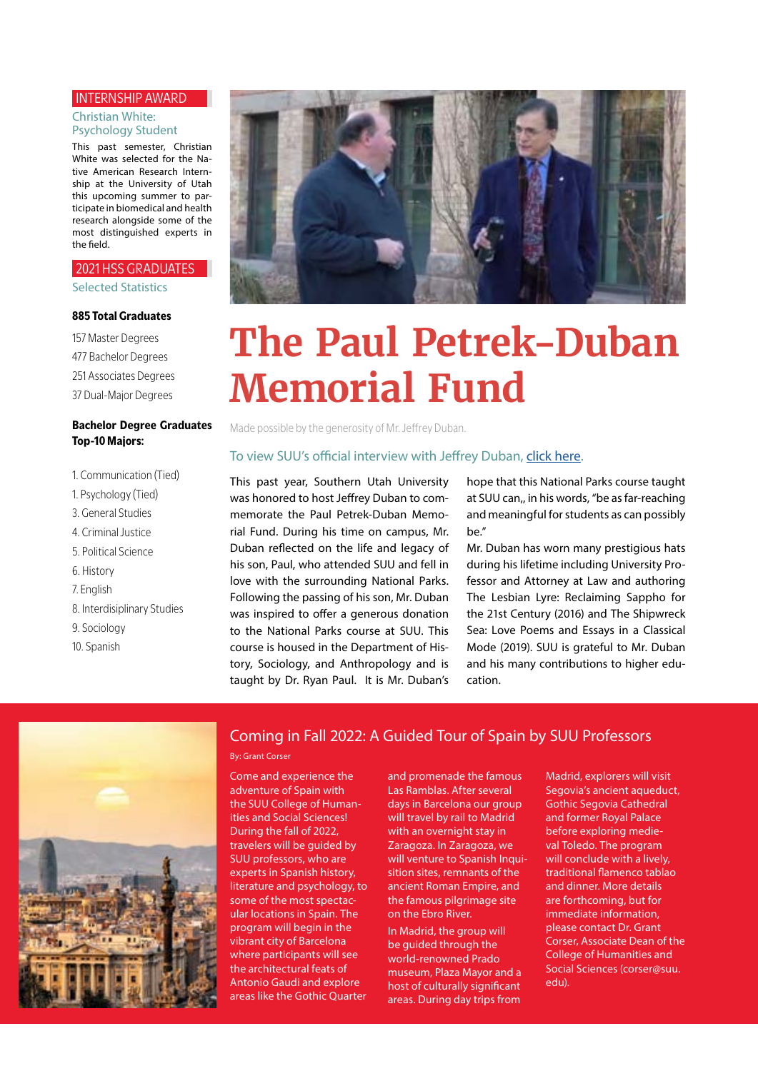## INTERNSHIP AWARD

### Christian White: Psychology Student

This past semester, Christian White was selected for the Native American Research Internship at the University of Utah this upcoming summer to participate in biomedical and health research alongside some of the most distinguished experts in the field.

## 2021 HSS GRADUATES

### Selected Statistics

**885 Total Graduates**

157 Master Degrees
477 Bachelor Degrees
251 Associates Degrees
37 Dual-Major Degrees

**Bachelor Degree Graduates Top-10 Majors:**

1. Communication (Tied)
1. Psychology (Tied)
3. General Studies
4. Criminal Justice
5. Political Science
6. History
7. English
8. Interdisciplinary Studies
9. Sociology
10. Spanish

# The Paul Petrek-Duban Memorial Fund

Made possible by the generosity of Mr. Jeffrey Duban.

To view SUU's official interview with Jeffrey Duban, click here.

This past year, Southern Utah University was honored to host Jeffrey Duban to commemorate the Paul Petrek-Duban Memorial Fund. During his time on campus, Mr. Duban reflected on the life and legacy of his son, Paul, who attended SUU and fell in love with the surrounding National Parks. Following the passing of his son, Mr. Duban was inspired to offer a generous donation to the National Parks course at SUU. This course is housed in the Department of History, Sociology, and Anthropology and is taught by Dr. Ryan Paul. It is Mr. Duban's hope that this National Parks course taught at SUU can,, in his words, "be as far-reaching and meaningful for students as can possibly be."

Mr. Duban has worn many prestigious hats during his lifetime including University Professor and Attorney at Law and authoring The Lesbian Lyre: Reclaiming Sappho for the 21st Century (2016) and The Shipwreck Sea: Love Poems and Essays in a Classical Mode (2019). SUU is grateful to Mr. Duban and his many contributions to higher education.

## Coming in Fall 2022: A Guided Tour of Spain by SUU Professors

By: Grant Corser

Come and experience the adventure of Spain with the SUU College of Humanities and Social Sciences! During the fall of 2022, travelers will be guided by SUU professors, who are experts in Spanish history, literature and psychology, to some of the most spectacular locations in Spain. The program will begin in the vibrant city of Barcelona where participants will see the architectural feats of Antonio Gaudi and explore areas like the Gothic Quarter and promenade the famous Las Ramblas. After several days in Barcelona our group will travel by rail to Madrid with an overnight stay in Zaragoza. In Zaragoza, we will venture to Spanish Inquisition sites, remnants of the ancient Roman Empire, and the famous pilgrimage site on the Ebro River.

In Madrid, the group will be guided through the world-renowned Prado museum, Plaza Mayor and a host of culturally significant areas. During day trips from Madrid, explorers will visit Segovia's ancient aqueduct, Gothic Segovia Cathedral and former Royal Palace before exploring medieval Toledo. The program will conclude with a lively, traditional flamenco tablao and dinner. More details are forthcoming, but for immediate information, please contact Dr. Grant Corser, Associate Dean of the College of Humanities and Social Sciences (corser@suu.edu).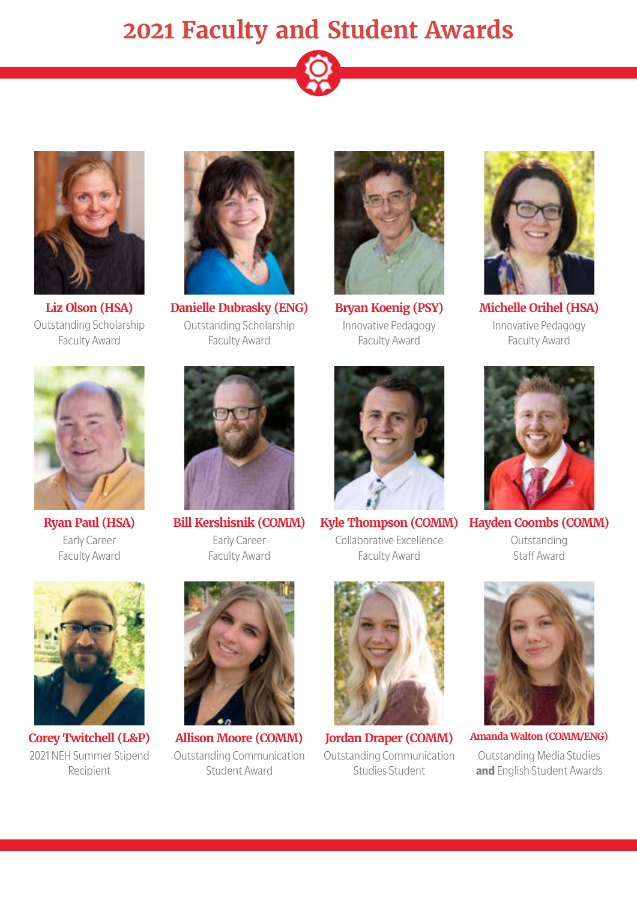# 2021 Faculty and Student Awards

**Liz Olson (HSA)**
Outstanding Scholarship Faculty Award

**Danielle Dubrasky (ENG)**
Outstanding Scholarship Faculty Award

**Bryan Koenig (PSY)**
Innovative Pedagogy Faculty Award

**Michelle Orihel (HSA)**
Innovative Pedagogy Faculty Award

**Ryan Paul (HSA)**
Early Career Faculty Award

**Bill Kershisnik (COMM)**
Early Career Faculty Award

**Kyle Thompson (COMM)**
Collaborative Excellence Faculty Award

**Hayden Coombs (COMM)**
Outstanding Staff Award

**Corey Twitchell (L&P)**
2021 NEH Summer Stipend Recipient

**Allison Moore (COMM)**
Outstanding Communication Student Award

**Jordan Draper (COMM)**
Outstanding Communication Studies Student

**Amanda Walton (COMM/ENG)**
Outstanding Media Studies **and** English Student Awards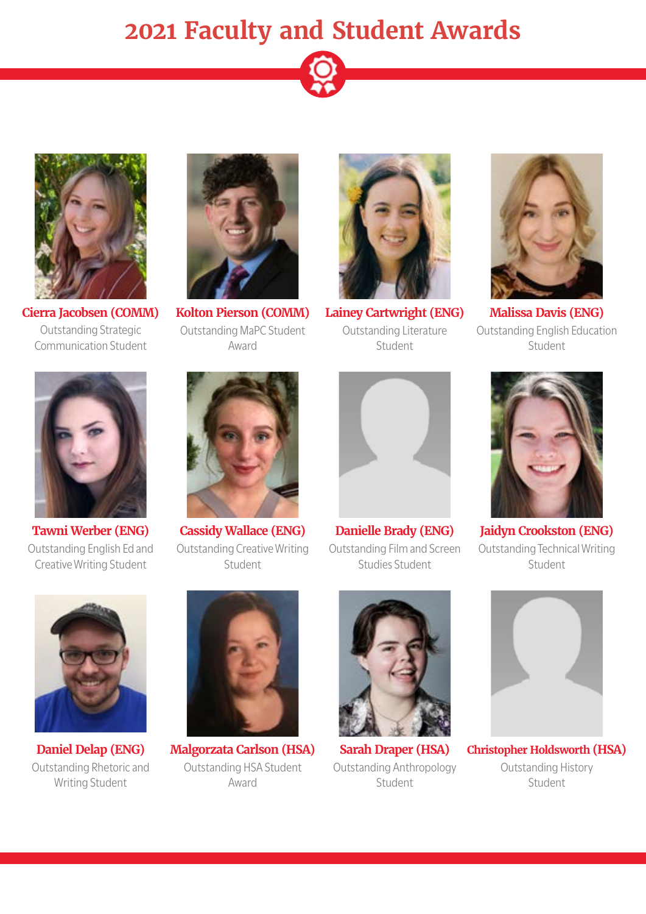# 2021 Faculty and Student Awards

**Cierra Jacobsen (COMM)**
Outstanding Strategic Communication Student

**Kolton Pierson (COMM)**
Outstanding MaPC Student Award

**Lainey Cartwright (ENG)**
Outstanding Literature Student

**Malissa Davis (ENG)**
Outstanding English Education Student

**Tawni Werber (ENG)**
Outstanding English Ed and Creative Writing Student

**Cassidy Wallace (ENG)**
Outstanding Creative Writing Student

**Danielle Brady (ENG)**
Outstanding Film and Screen Studies Student

**Jaidyn Crookston (ENG)**
Outstanding Technical Writing Student

**Daniel Delap (ENG)**
Outstanding Rhetoric and Writing Student

**Malgorzata Carlson (HSA)**
Outstanding HSA Student Award

**Sarah Draper (HSA)**
Outstanding Anthropology Student

**Christopher Holdsworth (HSA)**
Outstanding History Student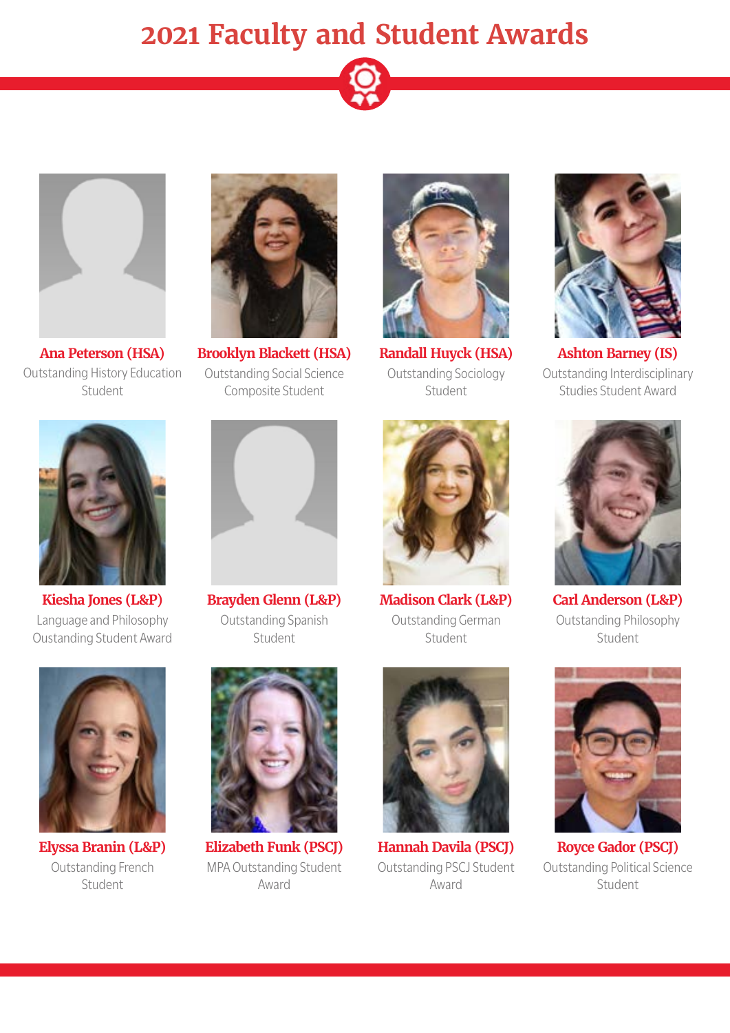# 2021 Faculty and Student Awards

**Ana Peterson (HSA)**
Outstanding History Education Student

**Brooklyn Blackett (HSA)**
Outstanding Social Science Composite Student

**Randall Huyck (HSA)**
Outstanding Sociology Student

**Ashton Barney (IS)**
Outstanding Interdisciplinary Studies Student Award

**Kiesha Jones (L&P)**
Language and Philosophy Oustanding Student Award

**Brayden Glenn (L&P)**
Outstanding Spanish Student

**Madison Clark (L&P)**
Outstanding German Student

**Carl Anderson (L&P)**
Outstanding Philosophy Student

**Elyssa Branin (L&P)**
Outstanding French Student

**Elizabeth Funk (PSCJ)**
MPA Outstanding Student Award

**Hannah Davila (PSCJ)**
Outstanding PSCJ Student Award

**Royce Gador (PSCJ)**
Outstanding Political Science Student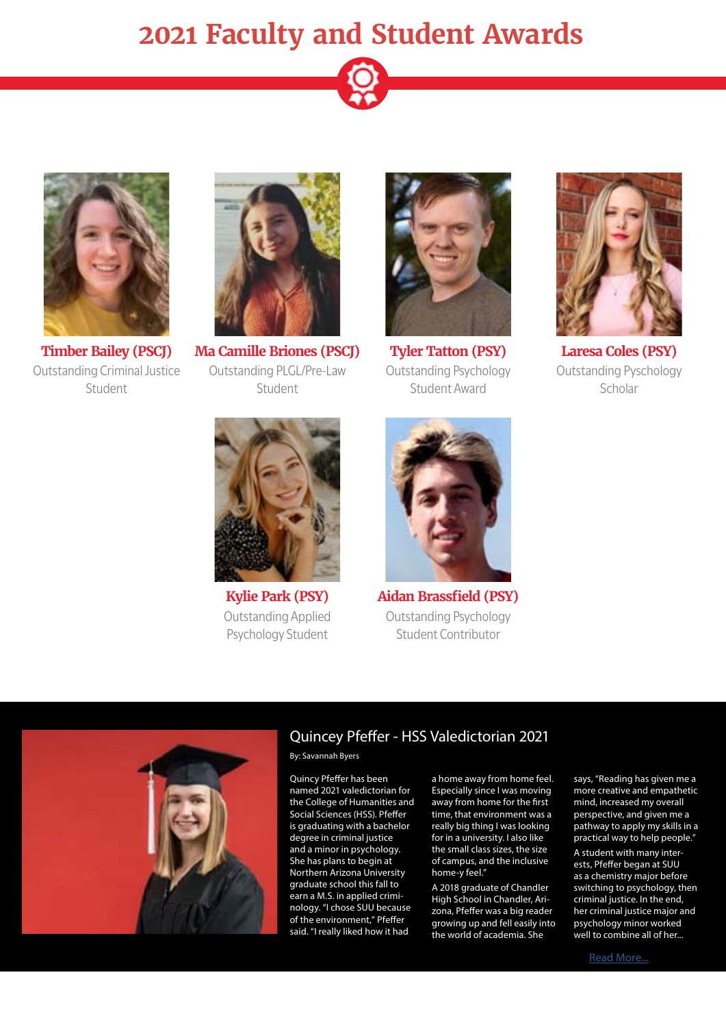# 2021 Faculty and Student Awards

**Timber Bailey (PSCJ)**
Outstanding Criminal Justice Student

**Ma Camille Briones (PSCJ)**
Outstanding PLGL/Pre-Law Student

**Tyler Tatton (PSY)**
Outstanding Psychology Student Award

**Laresa Coles (PSY)**
Outstanding Pyschology Scholar

**Kylie Park (PSY)**
Outstanding Applied Psychology Student

**Aidan Brassfield (PSY)**
Outstanding Psychology Student Contributor

## Quincey Pfeffer - HSS Valedictorian 2021

By: Savannah Byers

Quincy Pfeffer has been named 2021 valedictorian for the College of Humanities and Social Sciences (HSS). Pfeffer is graduating with a bachelor degree in criminal justice and a minor in psychology. She has plans to begin at Northern Arizona University graduate school this fall to earn a M.S. in applied criminology. "I chose SUU because of the environment," Pfeffer said. "I really liked how it had a home away from home feel. Especially since I was moving away from home for the first time, that environment was a really big thing I was looking for in a university. I also like the small class sizes, the size of campus, and the inclusive home-y feel."

A 2018 graduate of Chandler High School in Chandler, Arizona, Pfeffer was a big reader growing up and fell easily into the world of academia. She says, "Reading has given me a more creative and empathetic mind, increased my overall perspective, and given me a pathway to apply my skills in a practical way to help people."

A student with many interests, Pfeffer began at SUU as a chemistry major before switching to psychology, then criminal justice. In the end, her criminal justice major and psychology minor worked well to combine all of her...

Read More...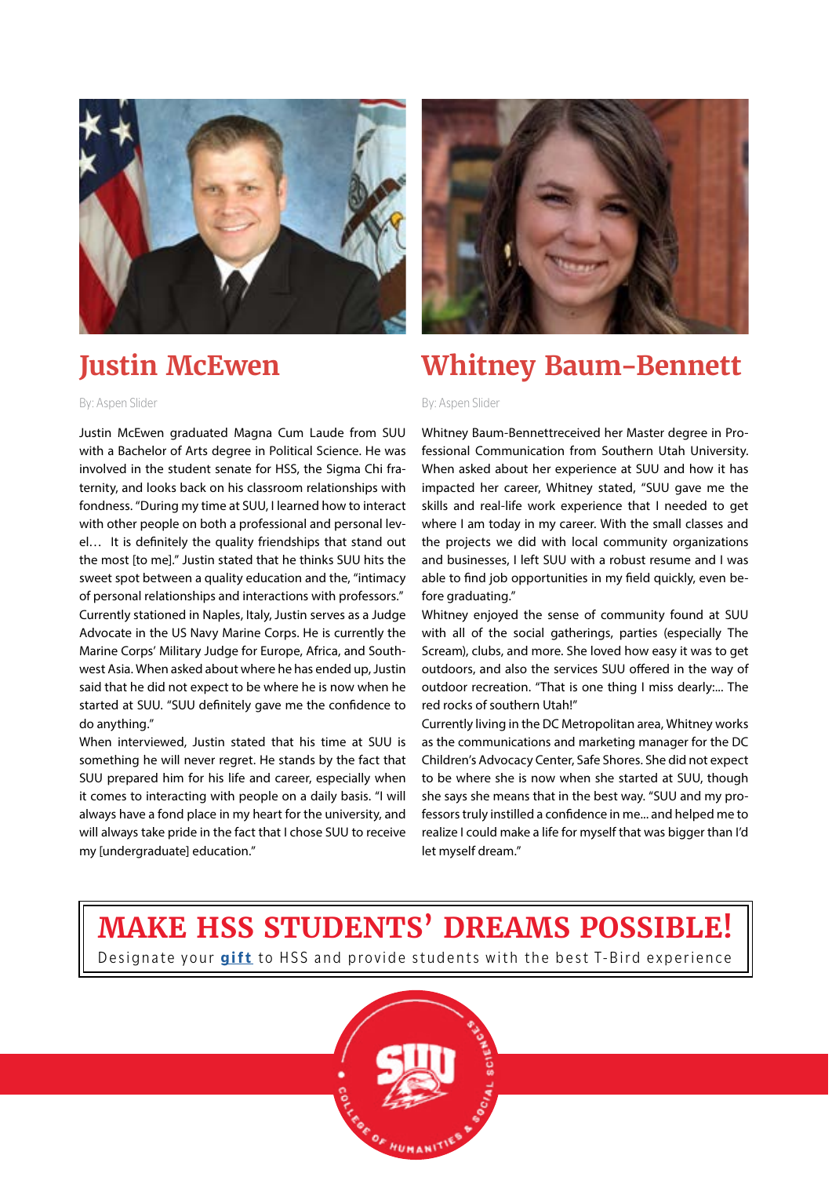## Justin McEwen

By: Aspen Slider

Justin McEwen graduated Magna Cum Laude from SUU with a Bachelor of Arts degree in Political Science. He was involved in the student senate for HSS, the Sigma Chi fraternity, and looks back on his classroom relationships with fondness. "During my time at SUU, I learned how to interact with other people on both a professional and personal level… It is definitely the quality friendships that stand out the most [to me]." Justin stated that he thinks SUU hits the sweet spot between a quality education and the, "intimacy of personal relationships and interactions with professors." Currently stationed in Naples, Italy, Justin serves as a Judge Advocate in the US Navy Marine Corps. He is currently the Marine Corps' Military Judge for Europe, Africa, and Southwest Asia. When asked about where he has ended up, Justin said that he did not expect to be where he is now when he started at SUU. "SUU definitely gave me the confidence to do anything."

When interviewed, Justin stated that his time at SUU is something he will never regret. He stands by the fact that SUU prepared him for his life and career, especially when it comes to interacting with people on a daily basis. "I will always have a fond place in my heart for the university, and will always take pride in the fact that I chose SUU to receive my [undergraduate] education."

## Whitney Baum-Bennett

By: Aspen Slider

Whitney Baum-Bennettreceived her Master degree in Professional Communication from Southern Utah University. When asked about her experience at SUU and how it has impacted her career, Whitney stated, "SUU gave me the skills and real-life work experience that I needed to get where I am today in my career. With the small classes and the projects we did with local community organizations and businesses, I left SUU with a robust resume and I was able to find job opportunities in my field quickly, even before graduating."

Whitney enjoyed the sense of community found at SUU with all of the social gatherings, parties (especially The Scream), clubs, and more. She loved how easy it was to get outdoors, and also the services SUU offered in the way of outdoor recreation. "That is one thing I miss dearly:... The red rocks of southern Utah!"

Currently living in the DC Metropolitan area, Whitney works as the communications and marketing manager for the DC Children's Advocacy Center, Safe Shores. She did not expect to be where she is now when she started at SUU, though she says she means that in the best way. "SUU and my professors truly instilled a confidence in me... and helped me to realize I could make a life for myself that was bigger than I'd let myself dream."

## MAKE HSS STUDENTS' DREAMS POSSIBLE!

Designate your **gift** to HSS and provide students with the best T-Bird experience

SUU • COLLEGE OF HUMANITIES & SOCIAL SCIENCES